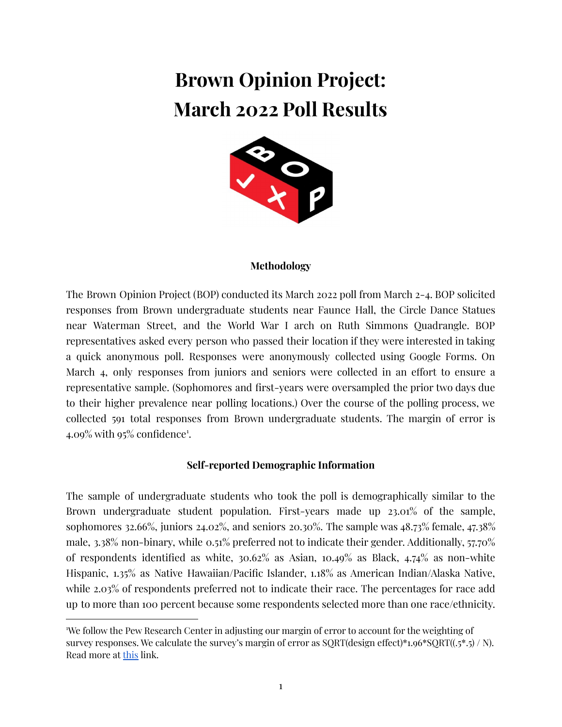# Brown Opinion Project: March 2022 Poll Results

### Methodology

The Brown Opinion Project (BOP) conducted its March 2022 poll from March 2-4. BOP solicited responses from Brown undergraduate students near Faunce Hall, the Circle Dance Statues near Waterman Street, and the World War I arch on Ruth Simmons Quadrangle. BOP representatives asked every person who passed their location if they were interested in taking a quick anonymous poll. Responses were anonymously collected using Google Forms. On March 4, only responses from juniors and seniors were collected in an effort to ensure a representative sample. (Sophomores and first-years were oversampled the prior two days due to their higher prevalence near polling locations.) Over the course of the polling process, we collected 591 total responses from Brown undergraduate students. The margin of error is 4.09% with 95% confidence[1].

### Self-reported Demographic Information

The sample of undergraduate students who took the poll is demographically similar to the Brown undergraduate student population. First-years made up 23.01% of the sample, sophomores 32.66%, juniors 24.02%, and seniors 20.30%. The sample was 48.73% female, 47.38% male, 3.38% non-binary, while 0.51% preferred not to indicate their gender. Additionally, 57.70% of respondents identified as white, 30.62% as Asian, 10.49% as Black, 4.74% as non-white Hispanic, 1.35% as Native Hawaiian/Pacific Islander, 1.18% as American Indian/Alaska Native, while 2.03% of respondents preferred not to indicate their race. The percentages for race add up to more than 100 percent because some respondents selected more than one race/ethnicity.

---

[1] We follow the Pew Research Center in adjusting our margin of error to account for the weighting of survey responses. We calculate the survey's margin of error as SQRT(design effect)*1.96*SQRT((.5*.5) / N). Read more at this link.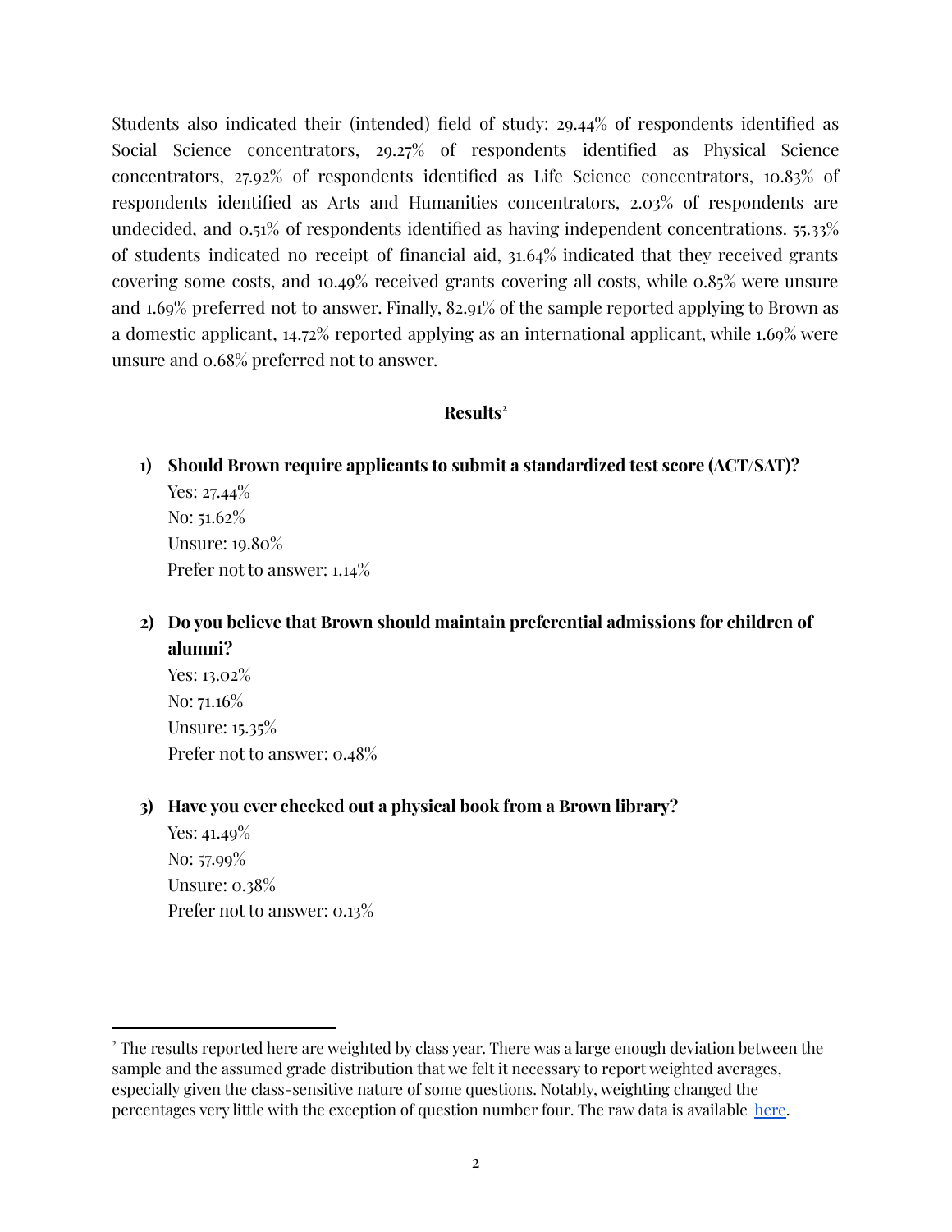Students also indicated their (intended) field of study: 29.44% of respondents identified as Social Science concentrators, 29.27% of respondents identified as Physical Science concentrators, 27.92% of respondents identified as Life Science concentrators, 10.83% of respondents identified as Arts and Humanities concentrators, 2.03% of respondents are undecided, and 0.51% of respondents identified as having independent concentrations. 55.33% of students indicated no receipt of financial aid, 31.64% indicated that they received grants covering some costs, and 10.49% received grants covering all costs, while 0.85% were unsure and 1.69% preferred not to answer. Finally, 82.91% of the sample reported applying to Brown as a domestic applicant, 14.72% reported applying as an international applicant, while 1.69% were unsure and 0.68% preferred not to answer.

## Results[2]

1) **Should Brown require applicants to submit a standardized test score (ACT/SAT)?**
   Yes: 27.44%
   No: 51.62%
   Unsure: 19.80%
   Prefer not to answer: 1.14%

2) **Do you believe that Brown should maintain preferential admissions for children of alumni?**
   Yes: 13.02%
   No: 71.16%
   Unsure: 15.35%
   Prefer not to answer: 0.48%

3) **Have you ever checked out a physical book from a Brown library?**
   Yes: 41.49%
   No: 57.99%
   Unsure: 0.38%
   Prefer not to answer: 0.13%

---

[2] The results reported here are weighted by class year. There was a large enough deviation between the sample and the assumed grade distribution that we felt it necessary to report weighted averages, especially given the class-sensitive nature of some questions. Notably, weighting changed the percentages very little with the exception of question number four. The raw data is available here.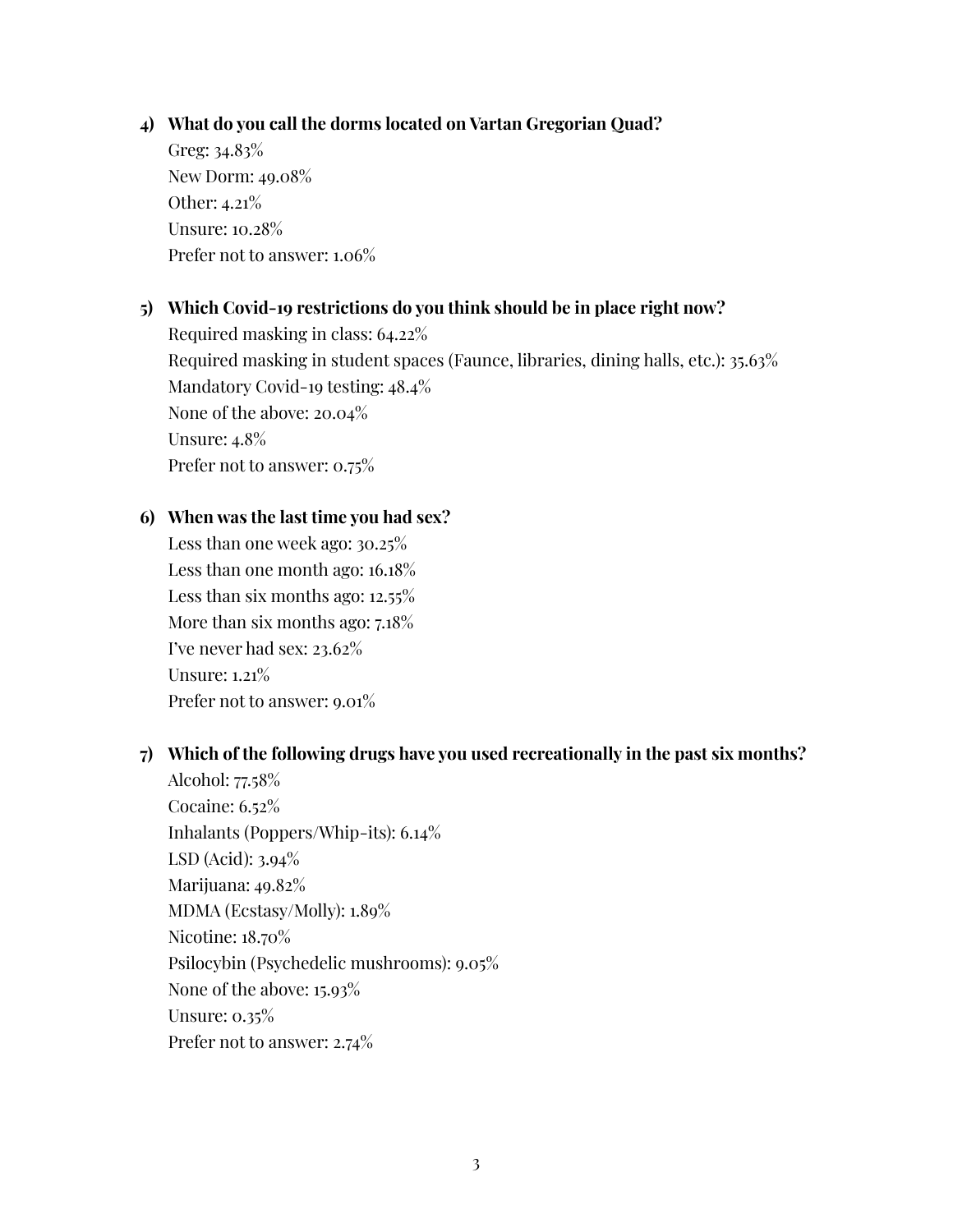4) **What do you call the dorms located on Vartan Gregorian Quad?**

Greg: 34.83%
New Dorm: 49.08%
Other: 4.21%
Unsure: 10.28%
Prefer not to answer: 1.06%

5) **Which Covid-19 restrictions do you think should be in place right now?**

Required masking in class: 64.22%
Required masking in student spaces (Faunce, libraries, dining halls, etc.): 35.63%
Mandatory Covid-19 testing: 48.4%
None of the above: 20.04%
Unsure: 4.8%
Prefer not to answer: 0.75%

6) **When was the last time you had sex?**

Less than one week ago: 30.25%
Less than one month ago: 16.18%
Less than six months ago: 12.55%
More than six months ago: 7.18%
I've never had sex: 23.62%
Unsure: 1.21%
Prefer not to answer: 9.01%

7) **Which of the following drugs have you used recreationally in the past six months?**

Alcohol: 77.58%
Cocaine: 6.52%
Inhalants (Poppers/Whip-its): 6.14%
LSD (Acid): 3.94%
Marijuana: 49.82%
MDMA (Ecstasy/Molly): 1.89%
Nicotine: 18.70%
Psilocybin (Psychedelic mushrooms): 9.05%
None of the above: 15.93%
Unsure: 0.35%
Prefer not to answer: 2.74%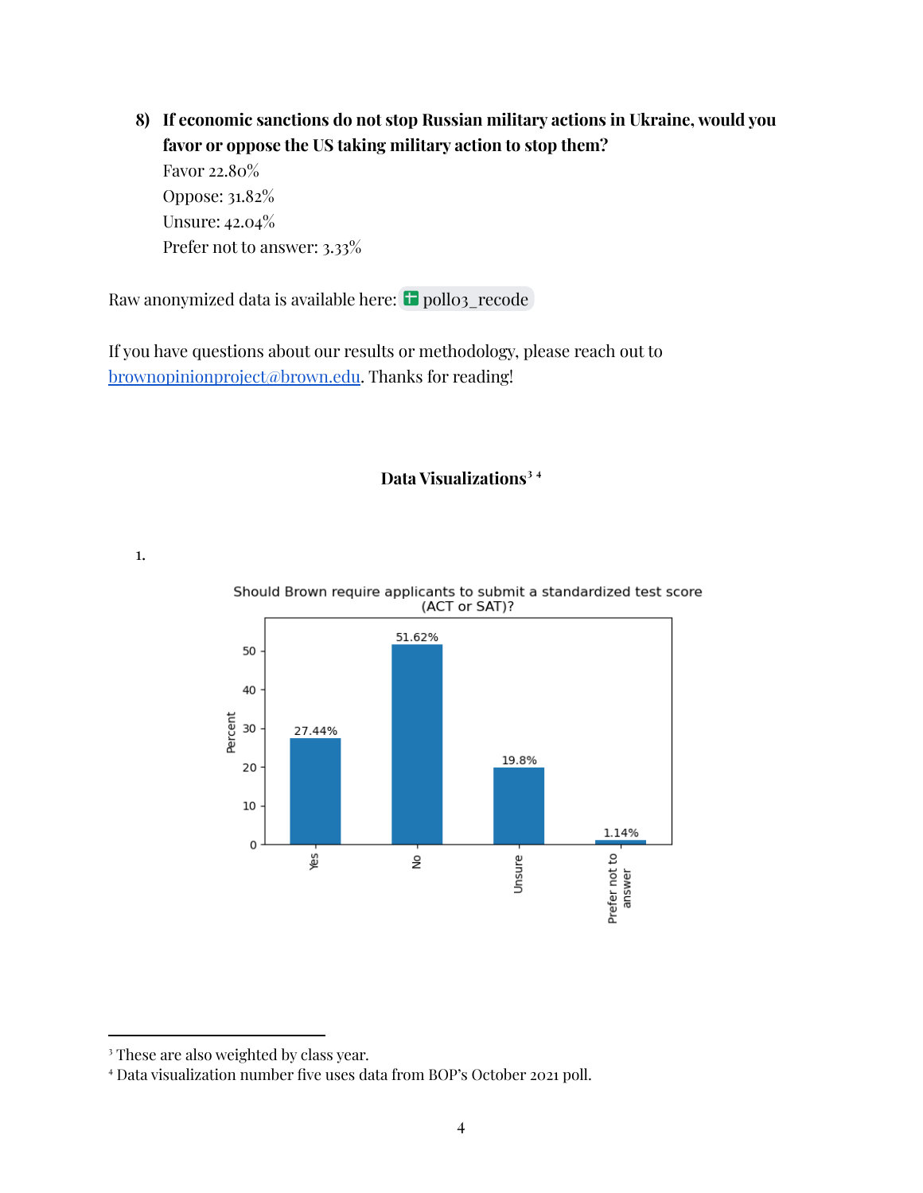**8) If economic sanctions do not stop Russian military actions in Ukraine, would you favor or oppose the US taking military action to stop them?**

Favor 22.80%
Oppose: 31.82%
Unsure: 42.04%
Prefer not to answer: 3.33%

Raw anonymized data is available here: poll03_recode

If you have questions about our results or methodology, please reach out to brownopinionproject@brown.edu. Thanks for reading!

## Data Visualizations[3] [4]

1.

Should Brown require applicants to submit a standardized test score (ACT or SAT)?

| Response | Percent |
| --- | --- |
| Yes | 27.44% |
| No | 51.62% |
| Unsure | 19.8% |
| Prefer not to answer | 1.14% |

[3] These are also weighted by class year.
[4] Data visualization number five uses data from BOP's October 2021 poll.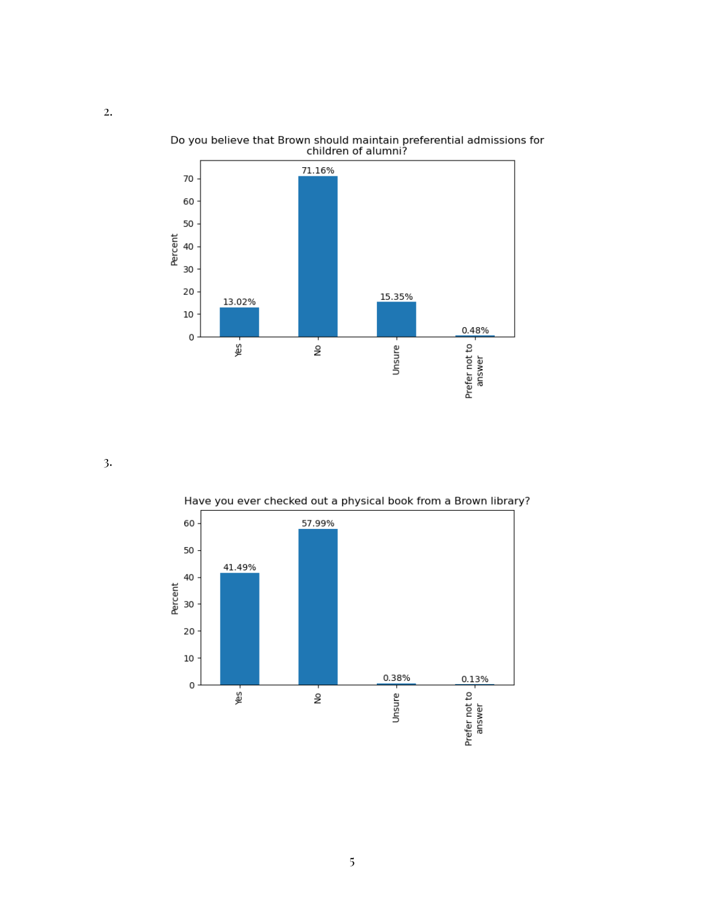2.

Do you believe that Brown should maintain preferential admissions for children of alumni?

| Response | Percent |
| --- | --- |
| Yes | 13.02% |
| No | 71.16% |
| Unsure | 15.35% |
| Prefer not to answer | 0.48% |

3.

Have you ever checked out a physical book from a Brown library?

| Response | Percent |
| --- | --- |
| Yes | 41.49% |
| No | 57.99% |
| Unsure | 0.38% |
| Prefer not to answer | 0.13% |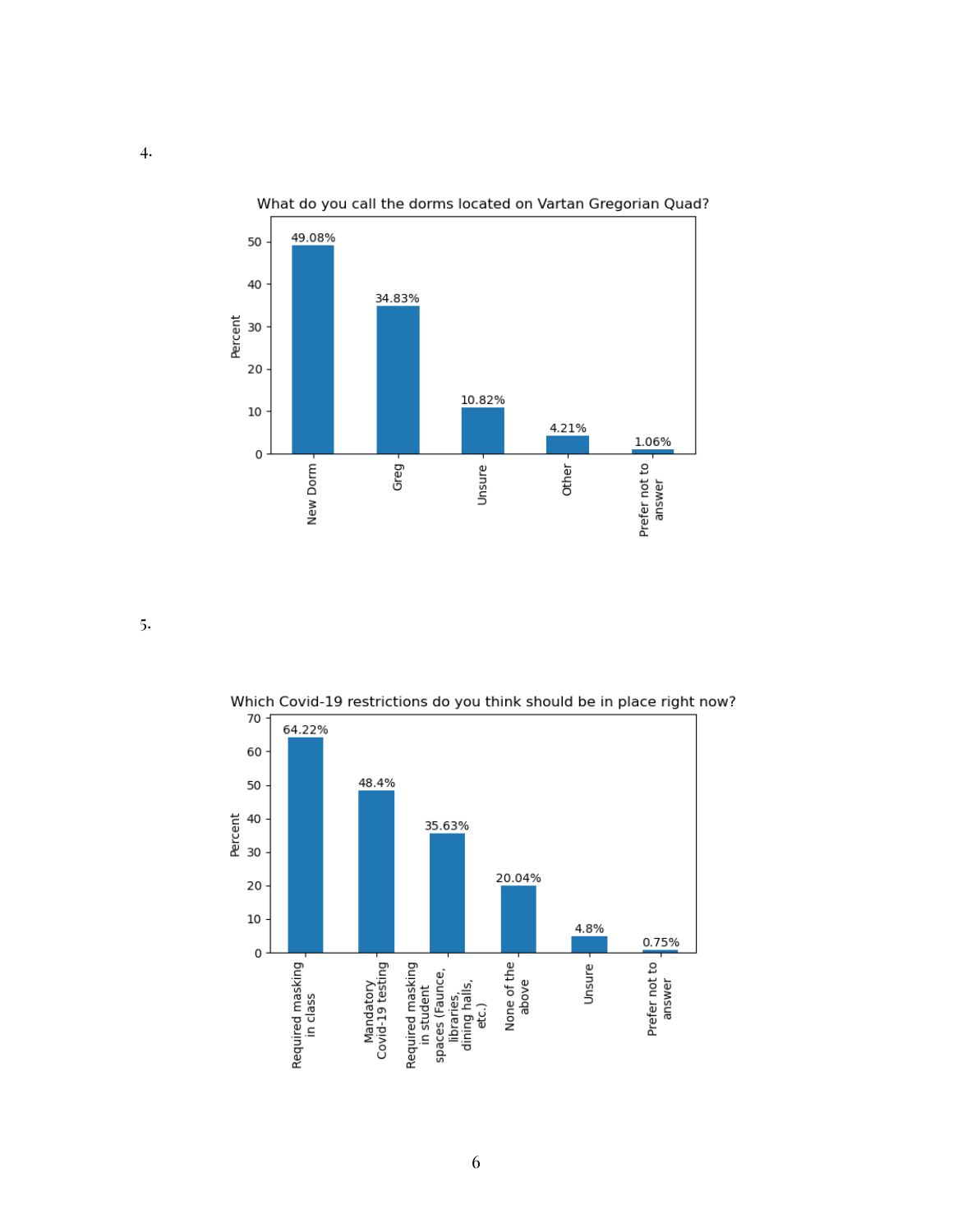4.

**What do you call the dorms located on Vartan Gregorian Quad?**

| Response | Percent |
| --- | --- |
| New Dorm | 49.08% |
| Greg | 34.83% |
| Unsure | 10.82% |
| Other | 4.21% |
| Prefer not to answer | 1.06% |

5.

**Which Covid-19 restrictions do you think should be in place right now?**

| Response | Percent |
| --- | --- |
| Required masking in class | 64.22% |
| Mandatory Covid-19 testing | 48.4% |
| Required masking in student spaces (Faunce, libraries, dining halls, etc.) | 35.63% |
| None of the above | 20.04% |
| Unsure | 4.8% |
| Prefer not to answer | 0.75% |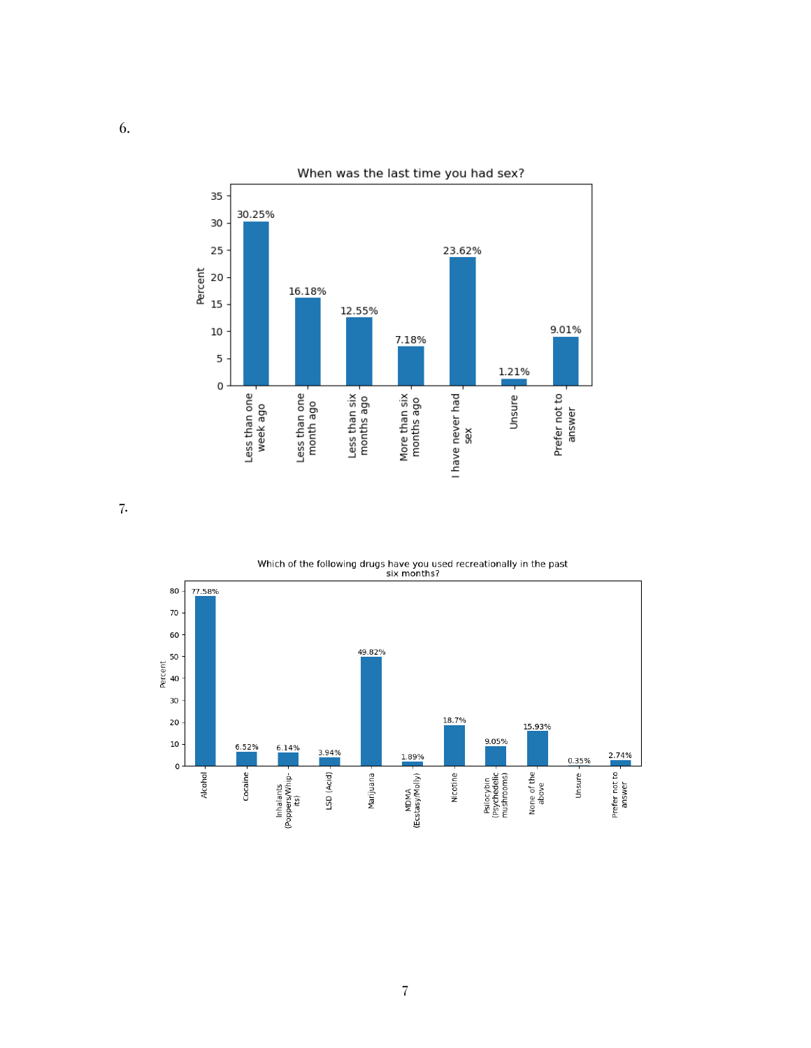6.

**When was the last time you had sex?**

| Response | Percent |
| --- | --- |
| Less than one week ago | 30.25% |
| Less than one month ago | 16.18% |
| Less than six months ago | 12.55% |
| More than six months ago | 7.18% |
| I have never had sex | 23.62% |
| Unsure | 1.21% |
| Prefer not to answer | 9.01% |

7.

**Which of the following drugs have you used recreationally in the past six months?**

| Response | Percent |
| --- | --- |
| Alcohol | 77.58% |
| Cocaine | 6.52% |
| Inhalants (Poppers/Whip-its) | 6.14% |
| LSD (Acid) | 3.94% |
| Marijuana | 49.82% |
| MDMA (Ecstasy/Molly) | 1.89% |
| Nicotine | 18.7% |
| Psilocybin (Psychedelic mushrooms) | 9.05% |
| None of the above | 15.93% |
| Unsure | 0.35% |
| Prefer not to answer | 2.74% |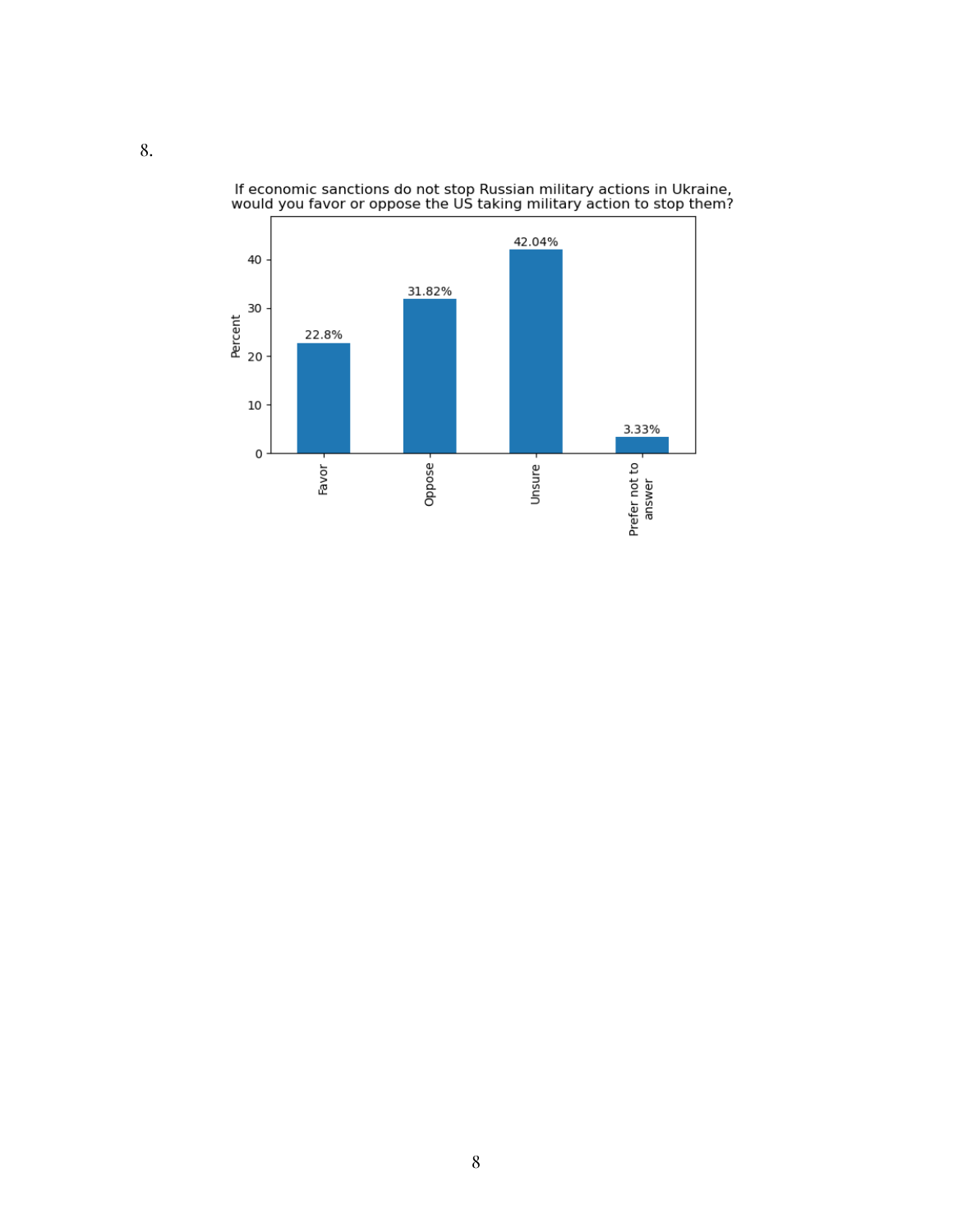8.

If economic sanctions do not stop Russian military actions in Ukraine, would you favor or oppose the US taking military action to stop them?

Percent

0
10
20
30
40

22.8%
31.82%
42.04%
3.33%

Favor
Oppose
Unsure
Prefer not to answer